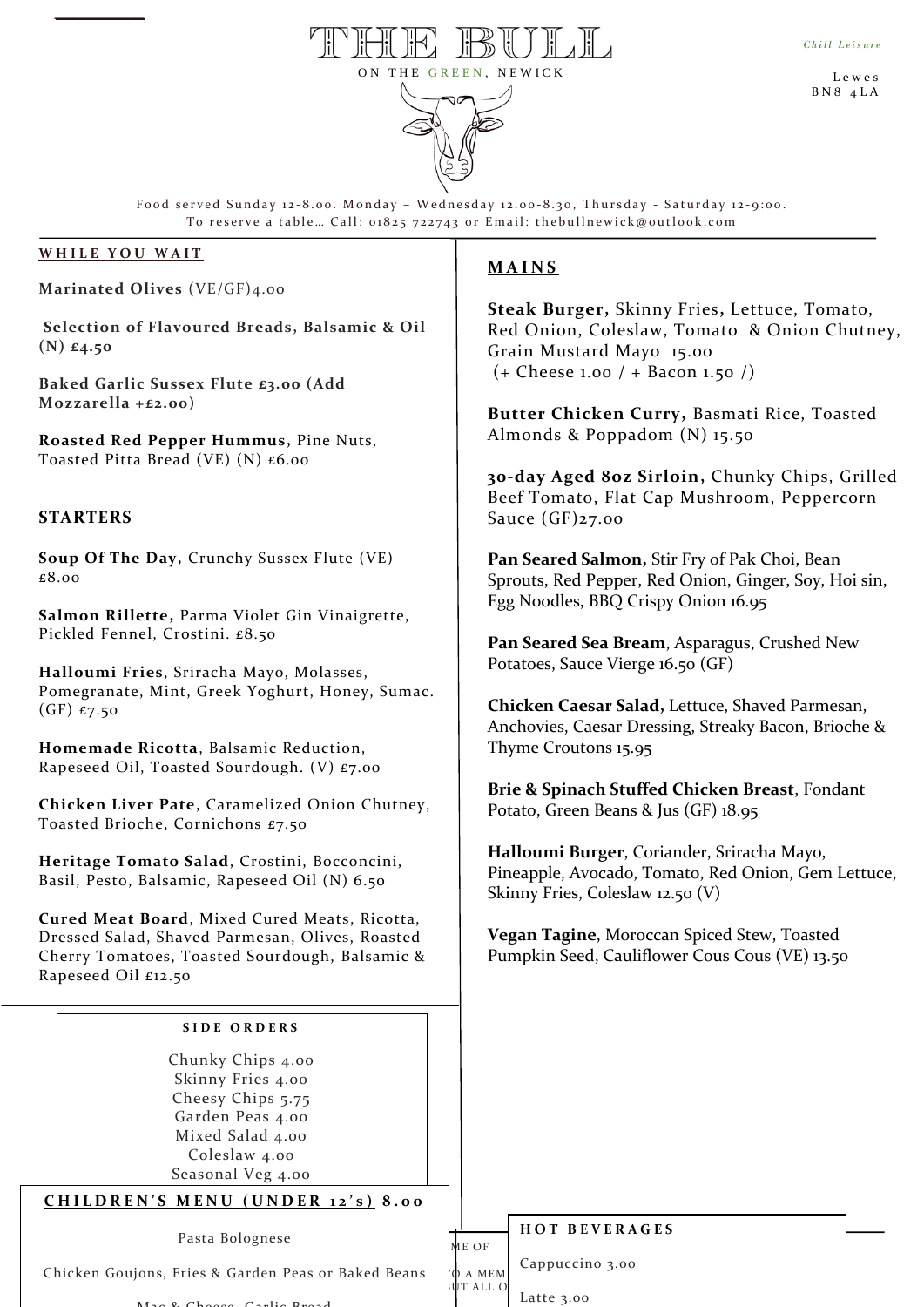# THE BULL

ON THE GREEN, NEWICK

*Chill Leisure*

Lewes
BN8 4LA

Food served Sunday 12-8.00. Monday – Wednesday 12.00-8.30, Thursday - Saturday 12-9:00.
To reserve a table… Call: 01825 722743 or Email: thebullnewick@outlook.com

## WHILE YOU WAIT

**Marinated Olives** (VE/GF)4.00

**Selection of Flavoured Breads, Balsamic & Oil (N) £4.50**

**Baked Garlic Sussex Flute £3.00 (Add Mozzarella +£2.00)**

**Roasted Red Pepper Hummus,** Pine Nuts, Toasted Pitta Bread (VE) (N) £6.00

## STARTERS

**Soup Of The Day,** Crunchy Sussex Flute (VE) £8.00

**Salmon Rillette,** Parma Violet Gin Vinaigrette, Pickled Fennel, Crostini. £8.50

**Halloumi Fries**, Sriracha Mayo, Molasses, Pomegranate, Mint, Greek Yoghurt, Honey, Sumac. (GF) £7.50

**Homemade Ricotta**, Balsamic Reduction, Rapeseed Oil, Toasted Sourdough. (V) £7.00

**Chicken Liver Pate**, Caramelized Onion Chutney, Toasted Brioche, Cornichons £7.50

**Heritage Tomato Salad**, Crostini, Bocconcini, Basil, Pesto, Balsamic, Rapeseed Oil (N) 6.50

**Cured Meat Board**, Mixed Cured Meats, Ricotta, Dressed Salad, Shaved Parmesan, Olives, Roasted Cherry Tomatoes, Toasted Sourdough, Balsamic & Rapeseed Oil £12.50

## MAINS

**Steak Burger,** Skinny Fries**,** Lettuce, Tomato, Red Onion, Coleslaw, Tomato & Onion Chutney, Grain Mustard Mayo 15.00
(+ Cheese 1.00 / + Bacon 1.50 /)

**Butter Chicken Curry,** Basmati Rice, Toasted Almonds & Poppadom (N) 15.50

**30-day Aged 8oz Sirloin,** Chunky Chips, Grilled Beef Tomato, Flat Cap Mushroom, Peppercorn Sauce (GF)27.00

**Pan Seared Salmon,** Stir Fry of Pak Choi, Bean Sprouts, Red Pepper, Red Onion, Ginger, Soy, Hoi sin, Egg Noodles, BBQ Crispy Onion 16.95

**Pan Seared Sea Bream**, Asparagus, Crushed New Potatoes, Sauce Vierge 16.50 (GF)

**Chicken Caesar Salad,** Lettuce, Shaved Parmesan, Anchovies, Caesar Dressing, Streaky Bacon, Brioche & Thyme Croutons 15.95

**Brie & Spinach Stuffed Chicken Breast**, Fondant Potato, Green Beans & Jus (GF) 18.95

**Halloumi Burger**, Coriander, Sriracha Mayo, Pineapple, Avocado, Tomato, Red Onion, Gem Lettuce, Skinny Fries, Coleslaw 12.50 (V)

**Vegan Tagine**, Moroccan Spiced Stew, Toasted Pumpkin Seed, Cauliflower Cous Cous (VE) 13.50

### SIDE ORDERS

Chunky Chips 4.00
Skinny Fries 4.00
Cheesy Chips 5.75
Garden Peas 4.00
Mixed Salad 4.00
Coleslaw 4.00
Seasonal Veg 4.00

### CHILDREN'S MENU (UNDER 12's) 8.00

Pasta Bolognese

Chicken Goujons, Fries & Garden Peas or Baked Beans

Mac & Cheese, Garlic Bread

ME OF

O A MEM
UT ALL O

### HOT BEVERAGES

Cappuccino 3.00

Latte 3.00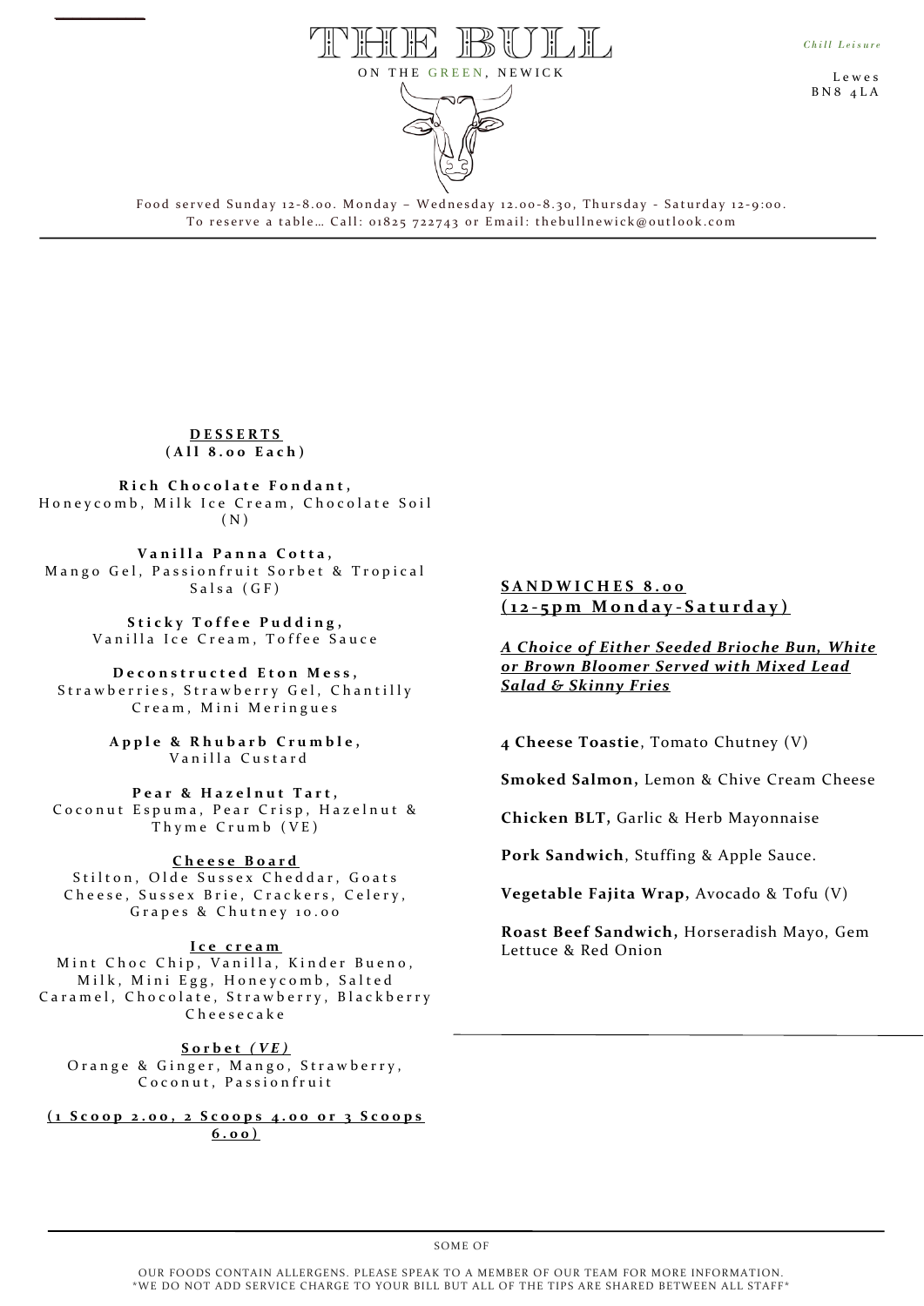# THE BULL

ON THE GREEN, NEWICK

*Chill Leisure*

Lewes
BN8 4LA

Food served Sunday 12-8.00. Monday – Wednesday 12.00-8.30, Thursday - Saturday 12-9:00.
To reserve a table… Call: 01825 722743 or Email: thebullnewick@outlook.com

## DESSERTS
**(All 8.00 Each)**

**Rich Chocolate Fondant,**
Honeycomb, Milk Ice Cream, Chocolate Soil (N)

**Vanilla Panna Cotta,**
Mango Gel, Passionfruit Sorbet & Tropical Salsa (GF)

**Sticky Toffee Pudding,**
Vanilla Ice Cream, Toffee Sauce

**Deconstructed Eton Mess,**
Strawberries, Strawberry Gel, Chantilly Cream, Mini Meringues

**Apple & Rhubarb Crumble,**
Vanilla Custard

**Pear & Hazelnut Tart,**
Coconut Espuma, Pear Crisp, Hazelnut & Thyme Crumb (VE)

**Cheese Board**
Stilton, Olde Sussex Cheddar, Goats Cheese, Sussex Brie, Crackers, Celery, Grapes & Chutney 10.00

**Ice cream**
Mint Choc Chip, Vanilla, Kinder Bueno, Milk, Mini Egg, Honeycomb, Salted Caramel, Chocolate, Strawberry, Blackberry Cheesecake

**Sorbet *(VE)***
Orange & Ginger, Mango, Strawberry, Coconut, Passionfruit

**(1 Scoop 2.00, 2 Scoops 4.00 or 3 Scoops 6.00)**

## SANDWICHES 8.00
**(12-5pm Monday-Saturday)**

***A Choice of Either Seeded Brioche Bun, White or Brown Bloomer Served with Mixed Lead Salad & Skinny Fries***

**4 Cheese Toastie**, Tomato Chutney (V)

**Smoked Salmon,** Lemon & Chive Cream Cheese

**Chicken BLT,** Garlic & Herb Mayonnaise

**Pork Sandwich**, Stuffing & Apple Sauce.

**Vegetable Fajita Wrap,** Avocado & Tofu (V)

**Roast Beef Sandwich,** Horseradish Mayo, Gem Lettuce & Red Onion

SOME OF

OUR FOODS CONTAIN ALLERGENS. PLEASE SPEAK TO A MEMBER OF OUR TEAM FOR MORE INFORMATION.
*WE DO NOT ADD SERVICE CHARGE TO YOUR BILL BUT ALL OF THE TIPS ARE SHARED BETWEEN ALL STAFF*